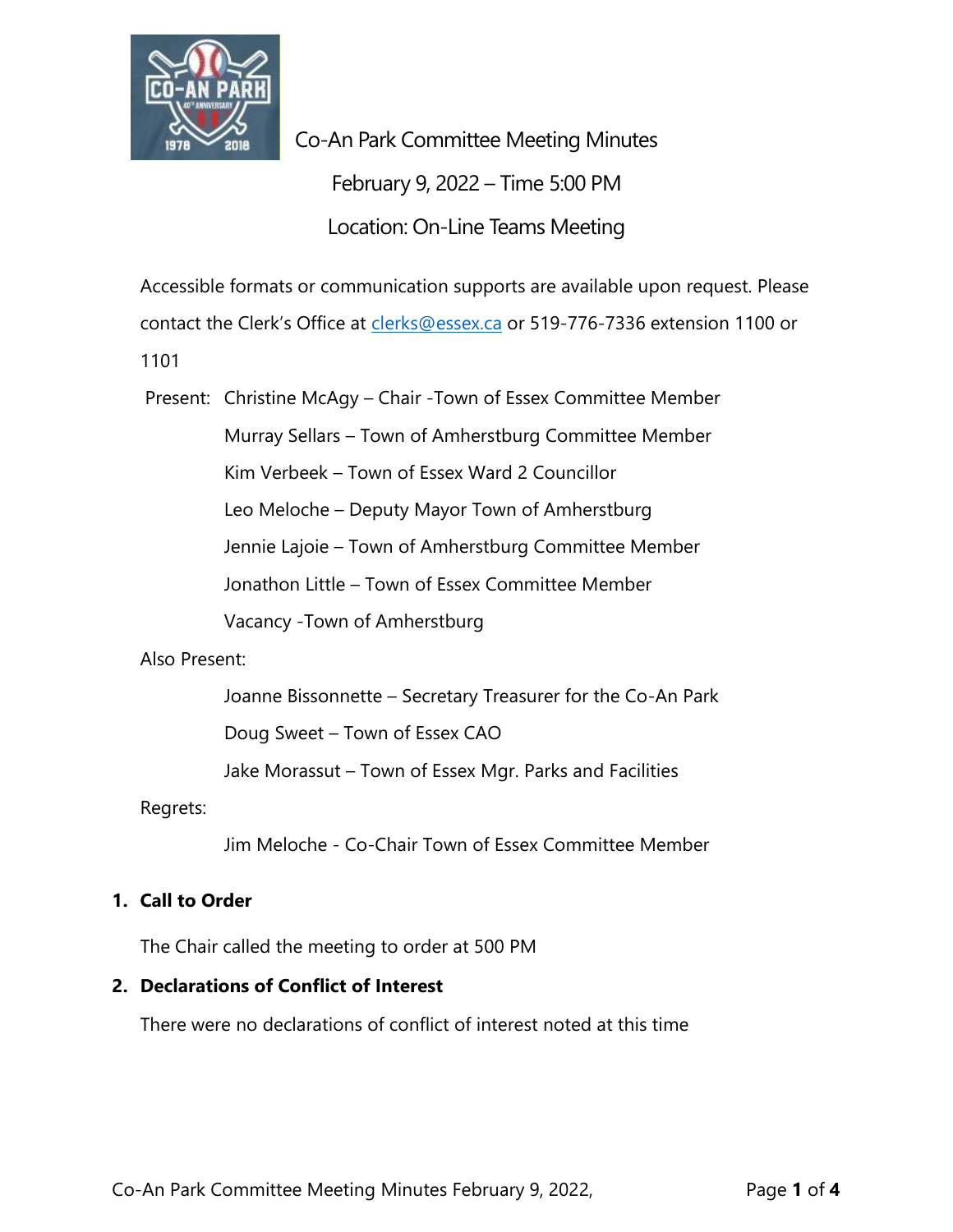# Co-An Park Committee Meeting Minutes

February 9, 2022 – Time 5:00 PM

Location: On-Line Teams Meeting

Accessible formats or communication supports are available upon request. Please contact the Clerk's Office at clerks@essex.ca or 519-776-7336 extension 1100 or 1101

Present:
- Christine McAgy – Chair -Town of Essex Committee Member
- Murray Sellars – Town of Amherstburg Committee Member
- Kim Verbeek – Town of Essex Ward 2 Councillor
- Leo Meloche – Deputy Mayor Town of Amherstburg
- Jennie Lajoie – Town of Amherstburg Committee Member
- Jonathon Little – Town of Essex Committee Member
- Vacancy -Town of Amherstburg

Also Present:
- Joanne Bissonnette – Secretary Treasurer for the Co-An Park
- Doug Sweet – Town of Essex CAO
- Jake Morassut – Town of Essex Mgr. Parks and Facilities

Regrets:
- Jim Meloche - Co-Chair Town of Essex Committee Member

## 1. Call to Order

The Chair called the meeting to order at 500 PM

## 2. Declarations of Conflict of Interest

There were no declarations of conflict of interest noted at this time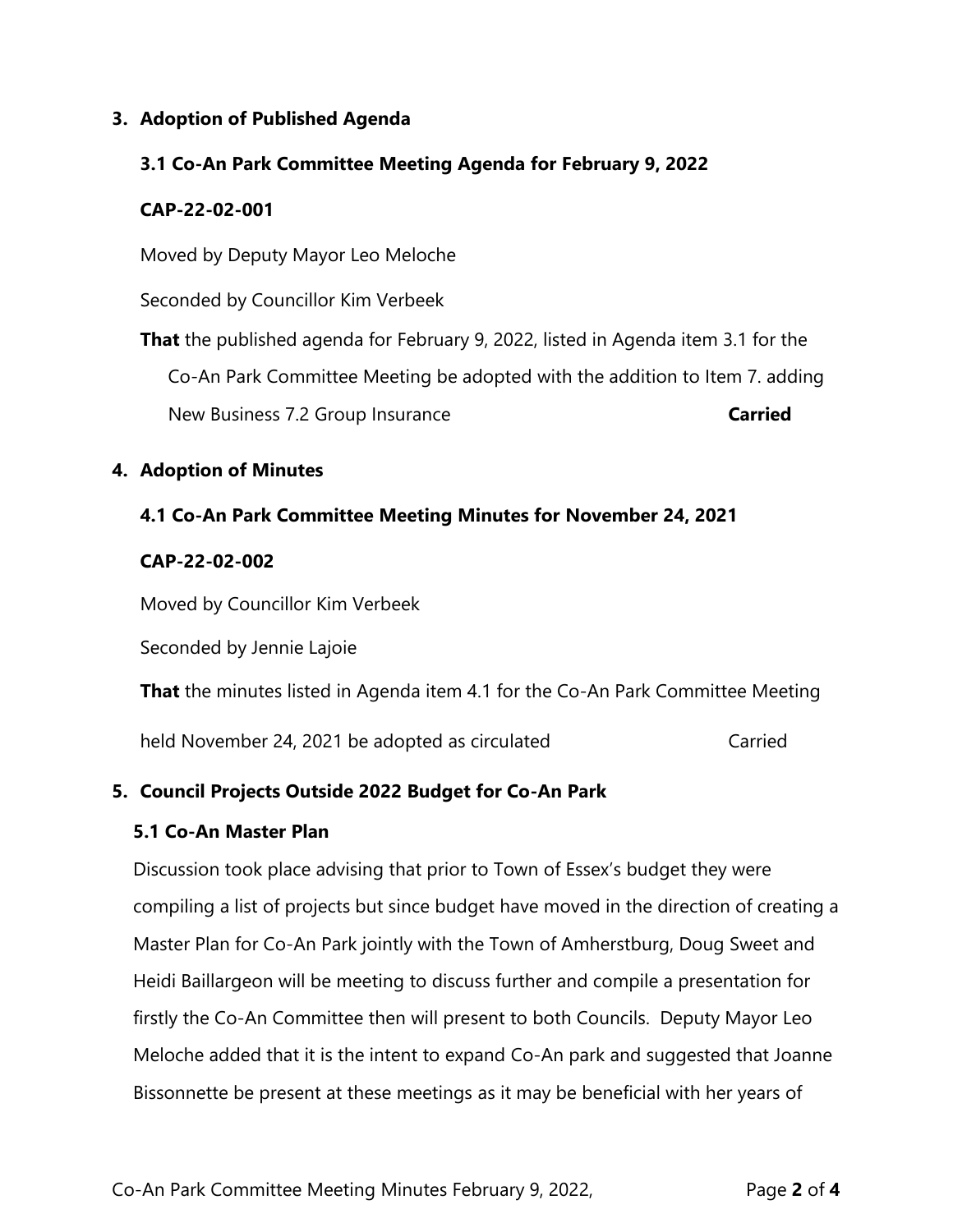## 3. Adoption of Published Agenda

### 3.1 Co-An Park Committee Meeting Agenda for February 9, 2022

**CAP-22-02-001**

Moved by Deputy Mayor Leo Meloche

Seconded by Councillor Kim Verbeek

**That** the published agenda for February 9, 2022, listed in Agenda item 3.1 for the Co-An Park Committee Meeting be adopted with the addition to Item 7. adding New Business 7.2 Group Insurance **Carried**

## 4. Adoption of Minutes

### 4.1 Co-An Park Committee Meeting Minutes for November 24, 2021

**CAP-22-02-002**

Moved by Councillor Kim Verbeek

Seconded by Jennie Lajoie

**That** the minutes listed in Agenda item 4.1 for the Co-An Park Committee Meeting held November 24, 2021 be adopted as circulated Carried

## 5. Council Projects Outside 2022 Budget for Co-An Park

### 5.1 Co-An Master Plan

Discussion took place advising that prior to Town of Essex's budget they were compiling a list of projects but since budget have moved in the direction of creating a Master Plan for Co-An Park jointly with the Town of Amherstburg, Doug Sweet and Heidi Baillargeon will be meeting to discuss further and compile a presentation for firstly the Co-An Committee then will present to both Councils. Deputy Mayor Leo Meloche added that it is the intent to expand Co-An park and suggested that Joanne Bissonnette be present at these meetings as it may be beneficial with her years of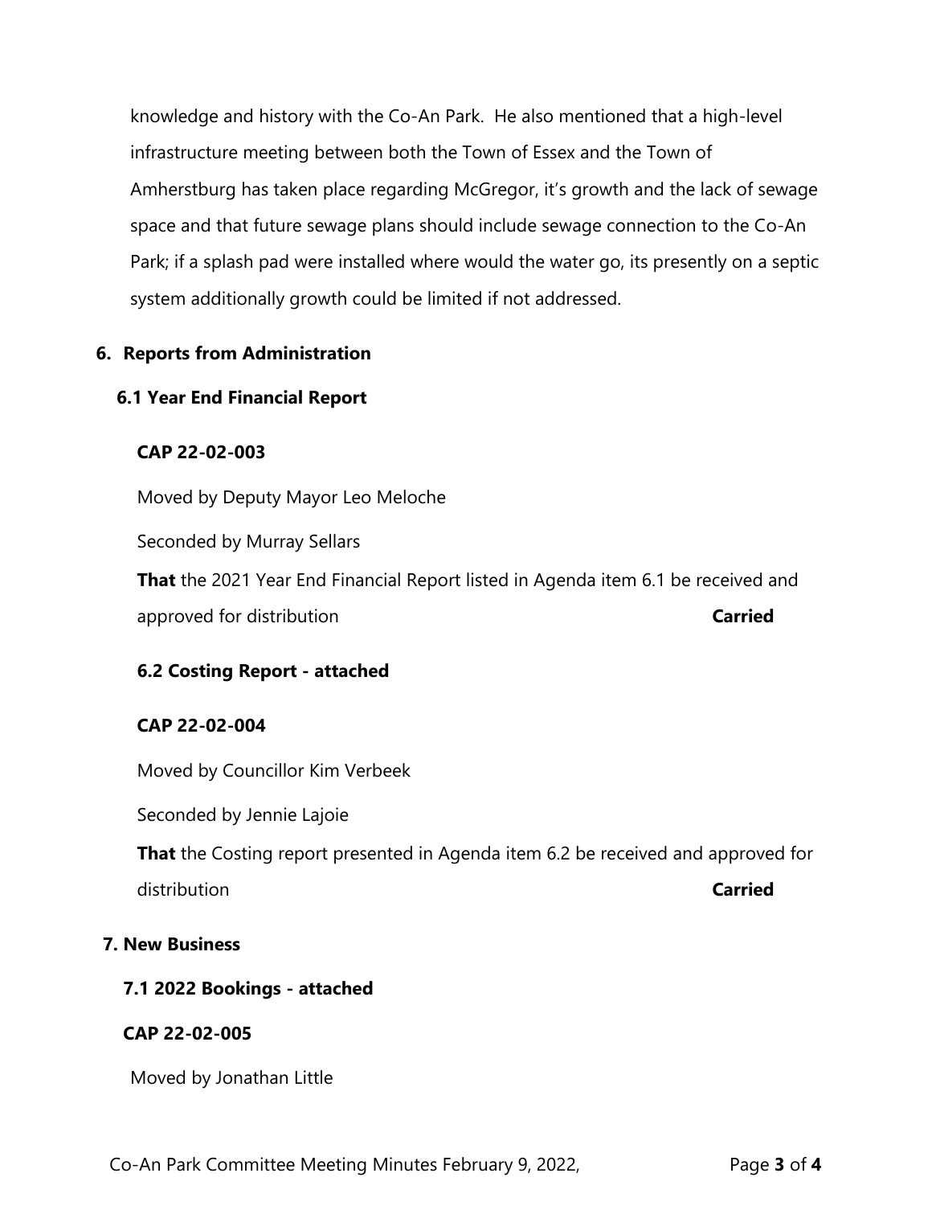knowledge and history with the Co-An Park. He also mentioned that a high-level infrastructure meeting between both the Town of Essex and the Town of Amherstburg has taken place regarding McGregor, it's growth and the lack of sewage space and that future sewage plans should include sewage connection to the Co-An Park; if a splash pad were installed where would the water go, its presently on a septic system additionally growth could be limited if not addressed.

## 6. Reports from Administration

### 6.1 Year End Financial Report

**CAP 22-02-003**

Moved by Deputy Mayor Leo Meloche

Seconded by Murray Sellars

**That** the 2021 Year End Financial Report listed in Agenda item 6.1 be received and approved for distribution **Carried**

### 6.2 Costing Report - attached

**CAP 22-02-004**

Moved by Councillor Kim Verbeek

Seconded by Jennie Lajoie

**That** the Costing report presented in Agenda item 6.2 be received and approved for distribution **Carried**

## 7. New Business

### 7.1 2022 Bookings - attached

**CAP 22-02-005**

Moved by Jonathan Little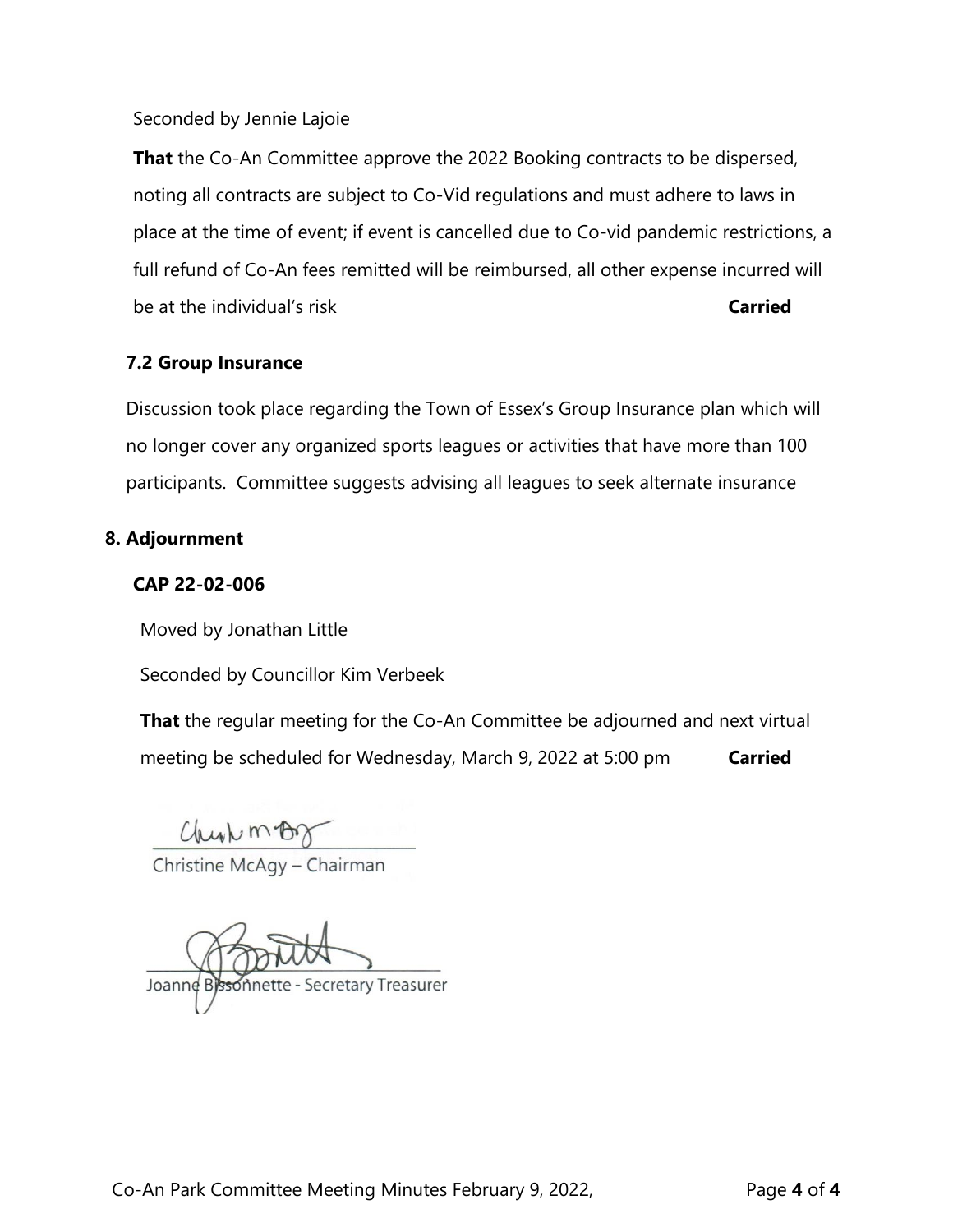Seconded by Jennie Lajoie

**That** the Co-An Committee approve the 2022 Booking contracts to be dispersed, noting all contracts are subject to Co-Vid regulations and must adhere to laws in place at the time of event; if event is cancelled due to Co-vid pandemic restrictions, a full refund of Co-An fees remitted will be reimbursed, all other expense incurred will be at the individual's risk **Carried**

### 7.2 Group Insurance

Discussion took place regarding the Town of Essex's Group Insurance plan which will no longer cover any organized sports leagues or activities that have more than 100 participants. Committee suggests advising all leagues to seek alternate insurance

## 8. Adjournment

**CAP 22-02-006**

Moved by Jonathan Little

Seconded by Councillor Kim Verbeek

**That** the regular meeting for the Co-An Committee be adjourned and next virtual meeting be scheduled for Wednesday, March 9, 2022 at 5:00 pm **Carried**

Christine McAgy – Chairman

Joanne Bissonnette - Secretary Treasurer